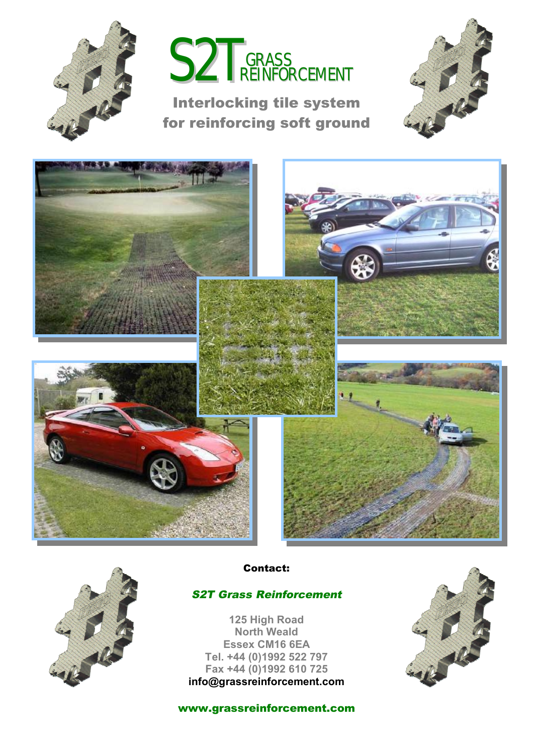# S2T GRASS REINFORCEMENT

## Interlocking tile system for reinforcing soft ground

**Contact:**

***S2T Grass Reinforcement***

125 High Road
North Weald
Essex CM16 6EA
Tel. +44 (0)1992 522 797
Fax +44 (0)1992 610 725
**info@grassreinforcement.com**

**www.grassreinforcement.com**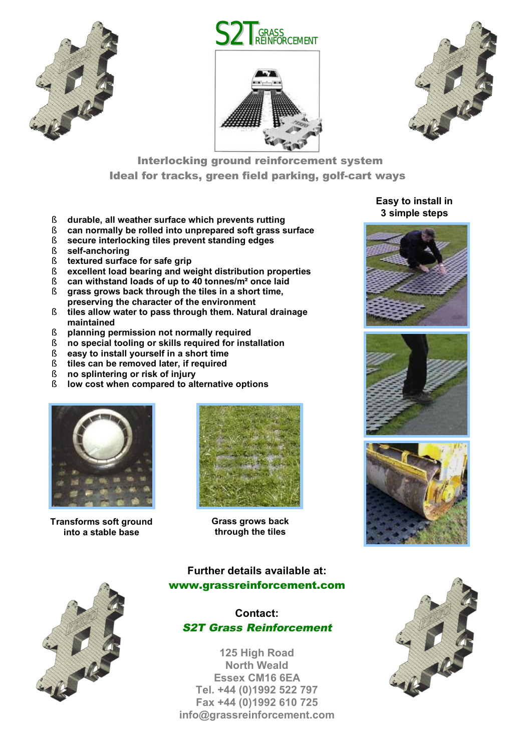# S2T GRASS REINFORCEMENT

**Interlocking ground reinforcement system**
**Ideal for tracks, green field parking, golf-cart ways**

**Easy to install in 3 simple steps**

- durable, all weather surface which prevents rutting
- can normally be rolled into unprepared soft grass surface
- secure interlocking tiles prevent standing edges
- self-anchoring
- textured surface for safe grip
- excellent load bearing and weight distribution properties
- can withstand loads of up to 40 tonnes/m² once laid
- grass grows back through the tiles in a short time, preserving the character of the environment
- tiles allow water to pass through them. Natural drainage maintained
- planning permission not normally required
- no special tooling or skills required for installation
- easy to install yourself in a short time
- tiles can be removed later, if required
- no splintering or risk of injury
- low cost when compared to alternative options

**Transforms soft ground into a stable base**

**Grass grows back through the tiles**

**Further details available at:**
**www.grassreinforcement.com**

**Contact:**
***S2T Grass Reinforcement***

125 High Road
North Weald
Essex CM16 6EA
Tel. +44 (0)1992 522 797
Fax +44 (0)1992 610 725
info@grassreinforcement.com